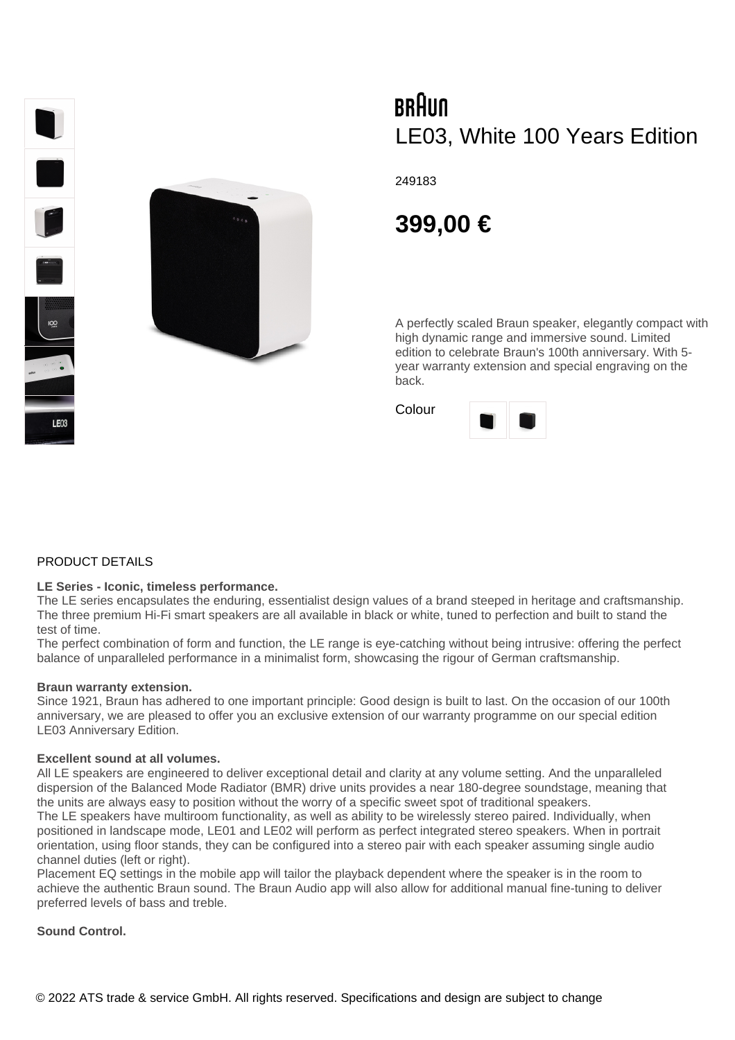BRAUN

# LE03, White 100 Years Edition

249183

## 399,00 €

A perfectly scaled Braun speaker, elegantly compact with high dynamic range and immersive sound. Limited edition to celebrate Braun's 100th anniversary. With 5-year warranty extension and special engraving on the back.

Colour

PRODUCT DETAILS

**LE Series - Iconic, timeless performance.**
The LE series encapsulates the enduring, essentialist design values of a brand steeped in heritage and craftsmanship. The three premium Hi-Fi smart speakers are all available in black or white, tuned to perfection and built to stand the test of time.
The perfect combination of form and function, the LE range is eye-catching without being intrusive: offering the perfect balance of unparalleled performance in a minimalist form, showcasing the rigour of German craftsmanship.

**Braun warranty extension.**
Since 1921, Braun has adhered to one important principle: Good design is built to last. On the occasion of our 100th anniversary, we are pleased to offer you an exclusive extension of our warranty programme on our special edition LE03 Anniversary Edition.

**Excellent sound at all volumes.**
All LE speakers are engineered to deliver exceptional detail and clarity at any volume setting. And the unparalleled dispersion of the Balanced Mode Radiator (BMR) drive units provides a near 180-degree soundstage, meaning that the units are always easy to position without the worry of a specific sweet spot of traditional speakers.
The LE speakers have multiroom functionality, as well as ability to be wirelessly stereo paired. Individually, when positioned in landscape mode, LE01 and LE02 will perform as perfect integrated stereo speakers. When in portrait orientation, using floor stands, they can be configured into a stereo pair with each speaker assuming single audio channel duties (left or right).
Placement EQ settings in the mobile app will tailor the playback dependent where the speaker is in the room to achieve the authentic Braun sound. The Braun Audio app will also allow for additional manual fine-tuning to deliver preferred levels of bass and treble.

**Sound Control.**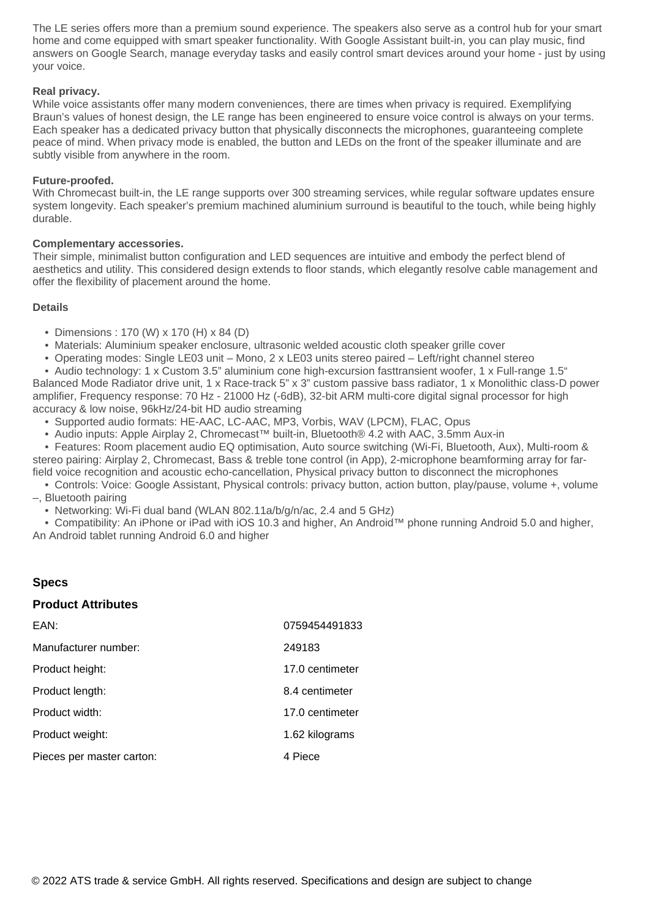The LE series offers more than a premium sound experience. The speakers also serve as a control hub for your smart home and come equipped with smart speaker functionality. With Google Assistant built-in, you can play music, find answers on Google Search, manage everyday tasks and easily control smart devices around your home - just by using your voice.

**Real privacy.**
While voice assistants offer many modern conveniences, there are times when privacy is required. Exemplifying Braun's values of honest design, the LE range has been engineered to ensure voice control is always on your terms. Each speaker has a dedicated privacy button that physically disconnects the microphones, guaranteeing complete peace of mind. When privacy mode is enabled, the button and LEDs on the front of the speaker illuminate and are subtly visible from anywhere in the room.

**Future-proofed.**
With Chromecast built-in, the LE range supports over 300 streaming services, while regular software updates ensure system longevity. Each speaker's premium machined aluminium surround is beautiful to the touch, while being highly durable.

**Complementary accessories.**
Their simple, minimalist button configuration and LED sequences are intuitive and embody the perfect blend of aesthetics and utility. This considered design extends to floor stands, which elegantly resolve cable management and offer the flexibility of placement around the home.

**Details**

- Dimensions : 170 (W) x 170 (H) x 84 (D)
- Materials: Aluminium speaker enclosure, ultrasonic welded acoustic cloth speaker grille cover
- Operating modes: Single LE03 unit – Mono, 2 x LE03 units stereo paired – Left/right channel stereo
- Audio technology: 1 x Custom 3.5" aluminium cone high-excursion fasttransient woofer, 1 x Full-range 1.5" Balanced Mode Radiator drive unit, 1 x Race-track 5" x 3" custom passive bass radiator, 1 x Monolithic class-D power amplifier, Frequency response: 70 Hz - 21000 Hz (-6dB), 32-bit ARM multi-core digital signal processor for high accuracy & low noise, 96kHz/24-bit HD audio streaming
- Supported audio formats: HE-AAC, LC-AAC, MP3, Vorbis, WAV (LPCM), FLAC, Opus
- Audio inputs: Apple Airplay 2, Chromecast™ built-in, Bluetooth® 4.2 with AAC, 3.5mm Aux-in
- Features: Room placement audio EQ optimisation, Auto source switching (Wi-Fi, Bluetooth, Aux), Multi-room & stereo pairing: Airplay 2, Chromecast, Bass & treble tone control (in App), 2-microphone beamforming array for far-field voice recognition and acoustic echo-cancellation, Physical privacy button to disconnect the microphones
- Controls: Voice: Google Assistant, Physical controls: privacy button, action button, play/pause, volume +, volume –, Bluetooth pairing
- Networking: Wi-Fi dual band (WLAN 802.11a/b/g/n/ac, 2.4 and 5 GHz)
- Compatibility: An iPhone or iPad with iOS 10.3 and higher, An Android™ phone running Android 5.0 and higher, An Android tablet running Android 6.0 and higher

## Specs

### Product Attributes

| | |
|---|---|
| EAN: | 0759454491833 |
| Manufacturer number: | 249183 |
| Product height: | 17.0 centimeter |
| Product length: | 8.4 centimeter |
| Product width: | 17.0 centimeter |
| Product weight: | 1.62 kilograms |
| Pieces per master carton: | 4 Piece |

© 2022 ATS trade & service GmbH. All rights reserved. Specifications and design are subject to change